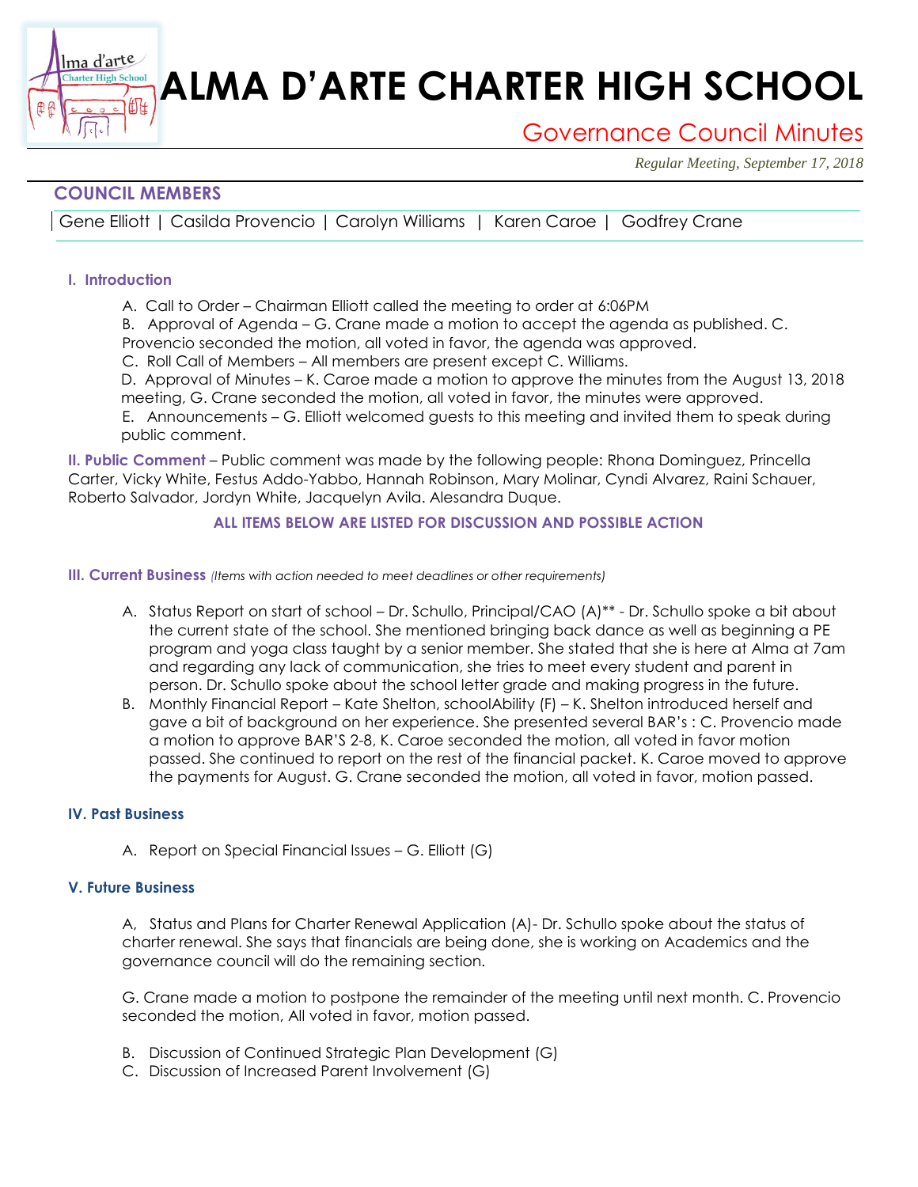# ALMA D'ARTE CHARTER HIGH SCHOOL

## Governance Council Minutes

*Regular Meeting, September 17, 2018*

### COUNCIL MEMBERS

Gene Elliott | Casilda Provencio | Carolyn Williams | Karen Caroe | Godfrey Crane

#### I. Introduction

A. Call to Order – Chairman Elliott called the meeting to order at 6:06PM

B. Approval of Agenda – G. Crane made a motion to accept the agenda as published. C. Provencio seconded the motion, all voted in favor, the agenda was approved.

C. Roll Call of Members – All members are present except C. Williams.

D. Approval of Minutes – K. Caroe made a motion to approve the minutes from the August 13, 2018 meeting, G. Crane seconded the motion, all voted in favor, the minutes were approved.

E. Announcements – G. Elliott welcomed guests to this meeting and invited them to speak during public comment.

**II. Public Comment** – Public comment was made by the following people: Rhona Dominguez, Princella Carter, Vicky White, Festus Addo-Yabbo, Hannah Robinson, Mary Molinar, Cyndi Alvarez, Raini Schauer, Roberto Salvador, Jordyn White, Jacquelyn Avila. Alesandra Duque.

**ALL ITEMS BELOW ARE LISTED FOR DISCUSSION AND POSSIBLE ACTION**

#### III. Current Business *(Items with action needed to meet deadlines or other requirements)*

A. Status Report on start of school – Dr. Schullo, Principal/CAO (A)** - Dr. Schullo spoke a bit about the current state of the school. She mentioned bringing back dance as well as beginning a PE program and yoga class taught by a senior member. She stated that she is here at Alma at 7am and regarding any lack of communication, she tries to meet every student and parent in person. Dr. Schullo spoke about the school letter grade and making progress in the future.

B. Monthly Financial Report – Kate Shelton, schoolAbility (F) – K. Shelton introduced herself and gave a bit of background on her experience. She presented several BAR's : C. Provencio made a motion to approve BAR'S 2-8, K. Caroe seconded the motion, all voted in favor motion passed. She continued to report on the rest of the financial packet. K. Caroe moved to approve the payments for August. G. Crane seconded the motion, all voted in favor, motion passed.

#### IV. Past Business

A. Report on Special Financial Issues – G. Elliott (G)

#### V. Future Business

A, Status and Plans for Charter Renewal Application (A)- Dr. Schullo spoke about the status of charter renewal. She says that financials are being done, she is working on Academics and the governance council will do the remaining section.

G. Crane made a motion to postpone the remainder of the meeting until next month. C. Provencio seconded the motion, All voted in favor, motion passed.

B. Discussion of Continued Strategic Plan Development (G)

C. Discussion of Increased Parent Involvement (G)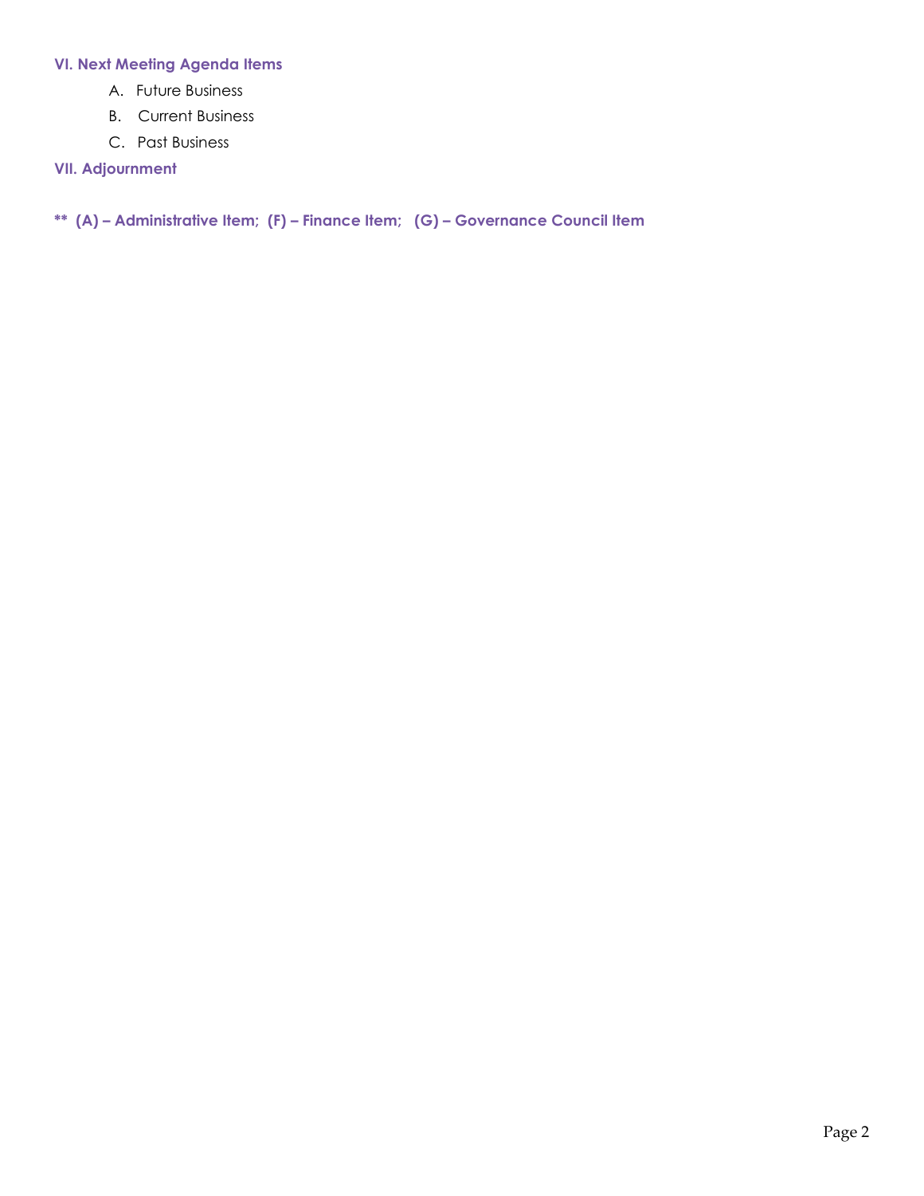### VI. Next Meeting Agenda Items

A. Future Business

B. Current Business

C. Past Business

### VII. Adjournment

**\*\* (A) – Administrative Item; (F) – Finance Item; (G) – Governance Council Item**